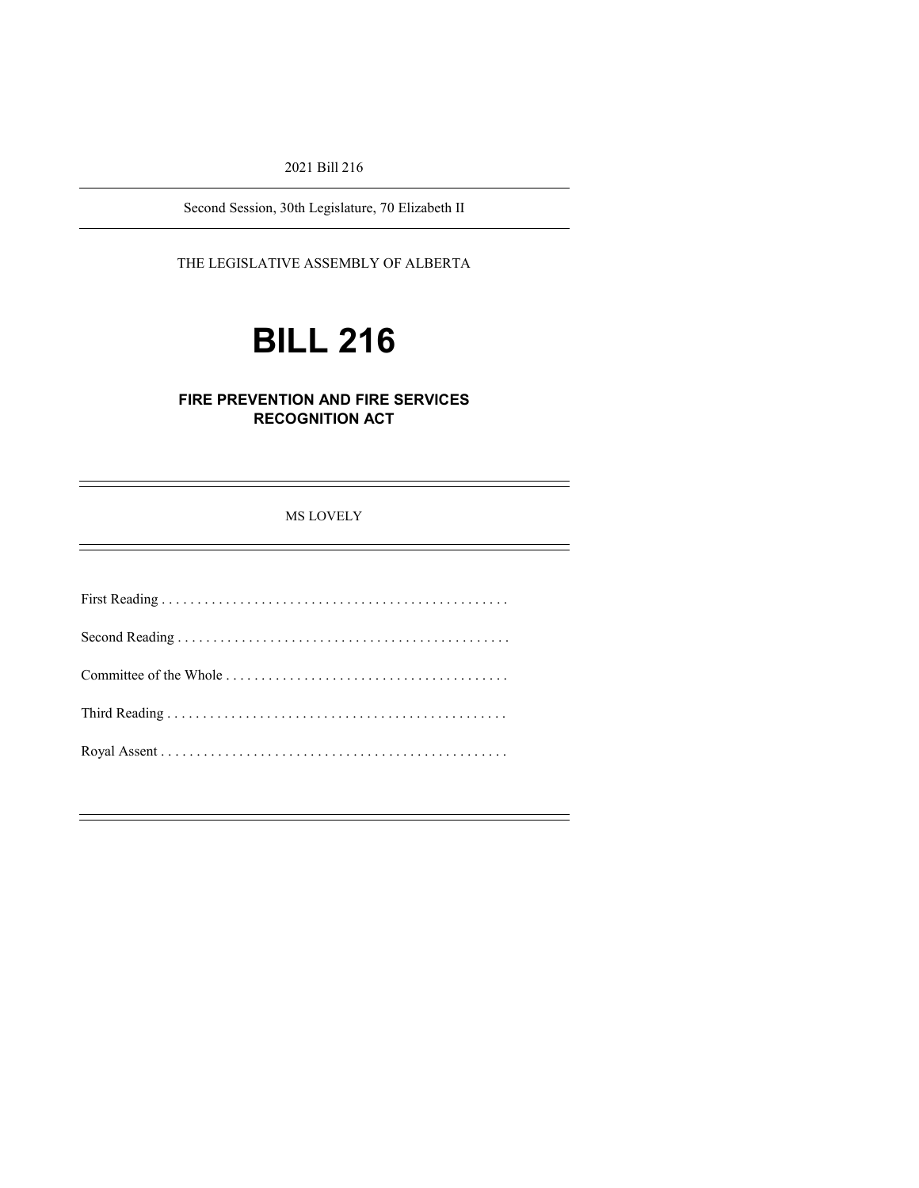2021 Bill 216

---

Second Session, 30th Legislature, 70 Elizabeth II

---

THE LEGISLATIVE ASSEMBLY OF ALBERTA

# BILL 216

## FIRE PREVENTION AND FIRE SERVICES RECOGNITION ACT

---

MS LOVELY

---

First Reading . . . . . . . . . . . . . . . . . . . . . . . . . . . . . . . . . . . . . . . . . . . . . . . .

Second Reading . . . . . . . . . . . . . . . . . . . . . . . . . . . . . . . . . . . . . . . . . . . . . .

Committee of the Whole . . . . . . . . . . . . . . . . . . . . . . . . . . . . . . . . . . . . . . . .

Third Reading . . . . . . . . . . . . . . . . . . . . . . . . . . . . . . . . . . . . . . . . . . . . . . .

Royal Assent . . . . . . . . . . . . . . . . . . . . . . . . . . . . . . . . . . . . . . . . . . . . . . . .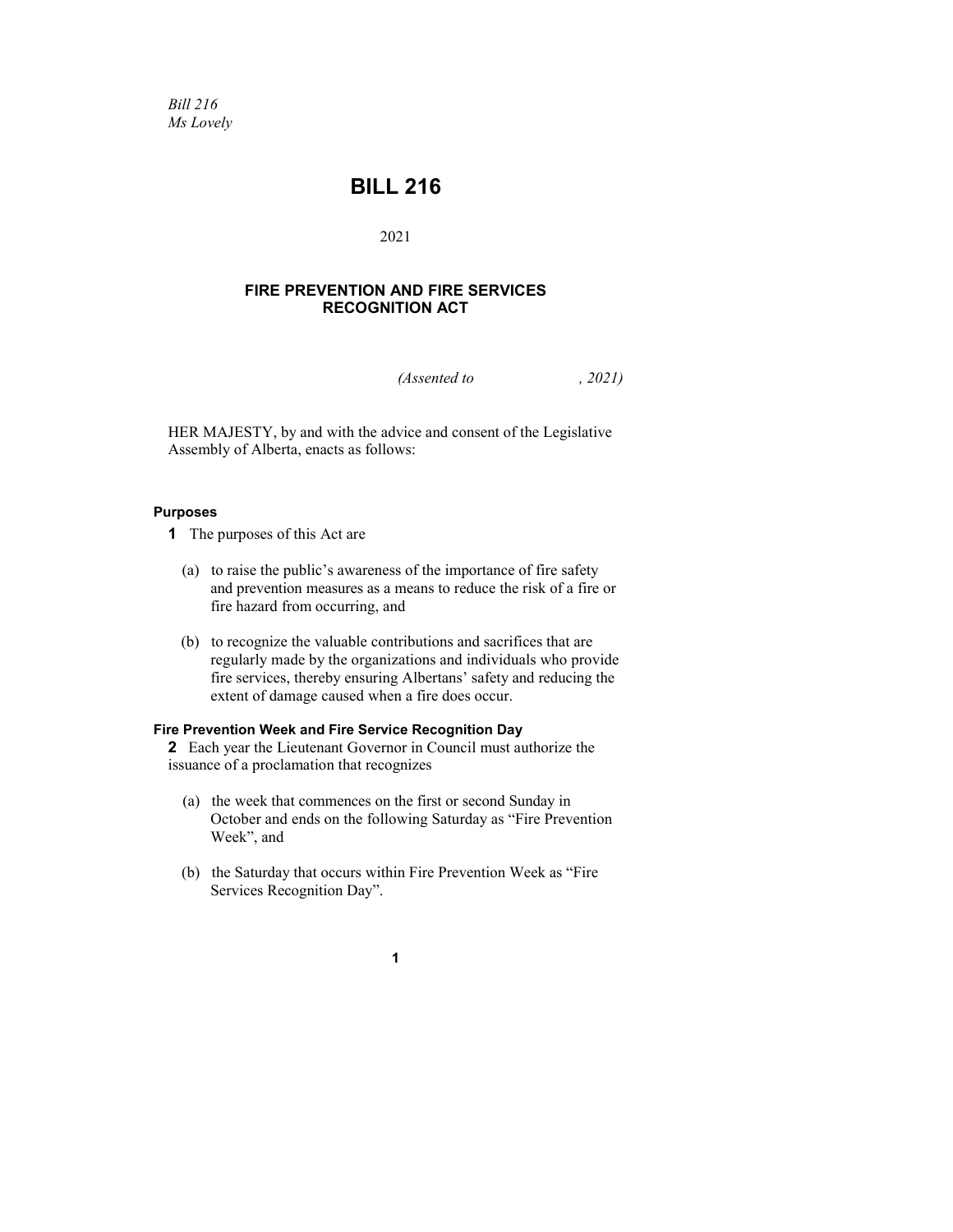*Bill 216*
*Ms Lovely*

# BILL 216

2021

## FIRE PREVENTION AND FIRE SERVICES RECOGNITION ACT

*(Assented to , 2021)*

HER MAJESTY, by and with the advice and consent of the Legislative Assembly of Alberta, enacts as follows:

### Purposes

**1** The purposes of this Act are

(a) to raise the public's awareness of the importance of fire safety and prevention measures as a means to reduce the risk of a fire or fire hazard from occurring, and

(b) to recognize the valuable contributions and sacrifices that are regularly made by the organizations and individuals who provide fire services, thereby ensuring Albertans' safety and reducing the extent of damage caused when a fire does occur.

### Fire Prevention Week and Fire Service Recognition Day

**2** Each year the Lieutenant Governor in Council must authorize the issuance of a proclamation that recognizes

(a) the week that commences on the first or second Sunday in October and ends on the following Saturday as "Fire Prevention Week", and

(b) the Saturday that occurs within Fire Prevention Week as "Fire Services Recognition Day".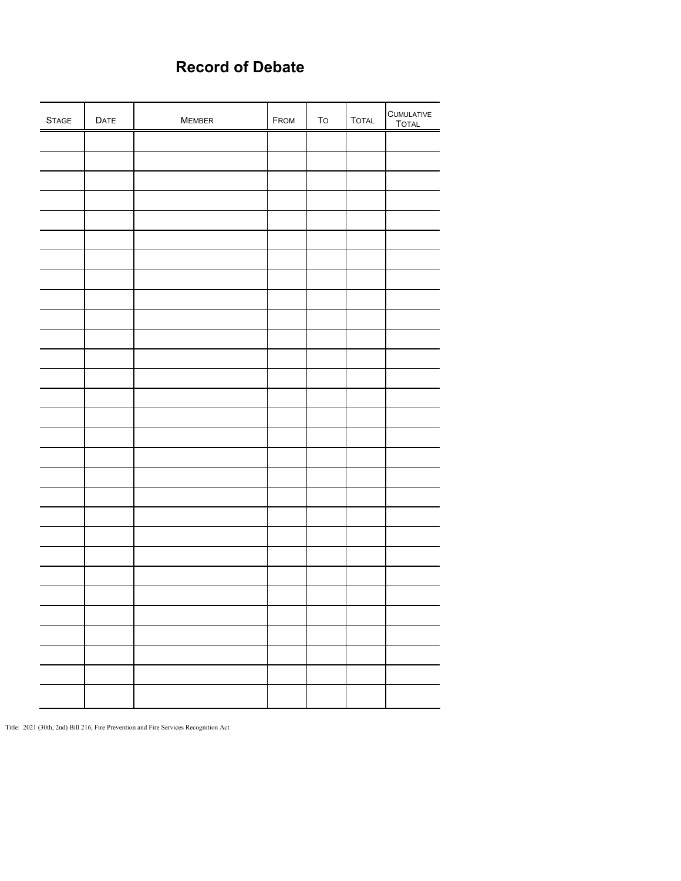# Record of Debate

| Stage | Date | Member | From | To | Total | Cumulative Total |
|---|---|---|---|---|---|---|
| | | | | | | |
| | | | | | | |
| | | | | | | |
| | | | | | | |
| | | | | | | |
| | | | | | | |
| | | | | | | |
| | | | | | | |
| | | | | | | |
| | | | | | | |
| | | | | | | |
| | | | | | | |
| | | | | | | |
| | | | | | | |
| | | | | | | |
| | | | | | | |
| | | | | | | |
| | | | | | | |
| | | | | | | |
| | | | | | | |
| | | | | | | |
| | | | | | | |
| | | | | | | |
| | | | | | | |
| | | | | | | |
| | | | | | | |
| | | | | | | |
| | | | | | | |
| | | | | | | |

Title: 2021 (30th, 2nd) Bill 216, Fire Prevention and Fire Services Recognition Act